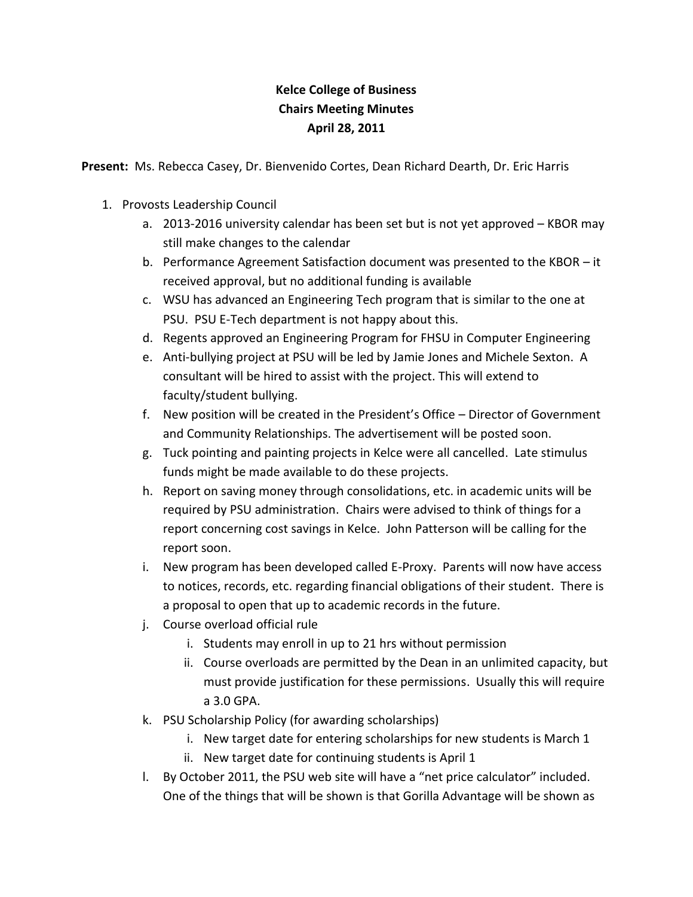**Kelce College of Business**
**Chairs Meeting Minutes**
**April 28, 2011**

**Present:** Ms. Rebecca Casey, Dr. Bienvenido Cortes, Dean Richard Dearth, Dr. Eric Harris

1. Provosts Leadership Council
   a. 2013-2016 university calendar has been set but is not yet approved – KBOR may still make changes to the calendar
   b. Performance Agreement Satisfaction document was presented to the KBOR – it received approval, but no additional funding is available
   c. WSU has advanced an Engineering Tech program that is similar to the one at PSU. PSU E-Tech department is not happy about this.
   d. Regents approved an Engineering Program for FHSU in Computer Engineering
   e. Anti-bullying project at PSU will be led by Jamie Jones and Michele Sexton. A consultant will be hired to assist with the project. This will extend to faculty/student bullying.
   f. New position will be created in the President's Office – Director of Government and Community Relationships. The advertisement will be posted soon.
   g. Tuck pointing and painting projects in Kelce were all cancelled. Late stimulus funds might be made available to do these projects.
   h. Report on saving money through consolidations, etc. in academic units will be required by PSU administration. Chairs were advised to think of things for a report concerning cost savings in Kelce. John Patterson will be calling for the report soon.
   i. New program has been developed called E-Proxy. Parents will now have access to notices, records, etc. regarding financial obligations of their student. There is a proposal to open that up to academic records in the future.
   j. Course overload official rule
      i. Students may enroll in up to 21 hrs without permission
      ii. Course overloads are permitted by the Dean in an unlimited capacity, but must provide justification for these permissions. Usually this will require a 3.0 GPA.
   k. PSU Scholarship Policy (for awarding scholarships)
      i. New target date for entering scholarships for new students is March 1
      ii. New target date for continuing students is April 1
   l. By October 2011, the PSU web site will have a "net price calculator" included. One of the things that will be shown is that Gorilla Advantage will be shown as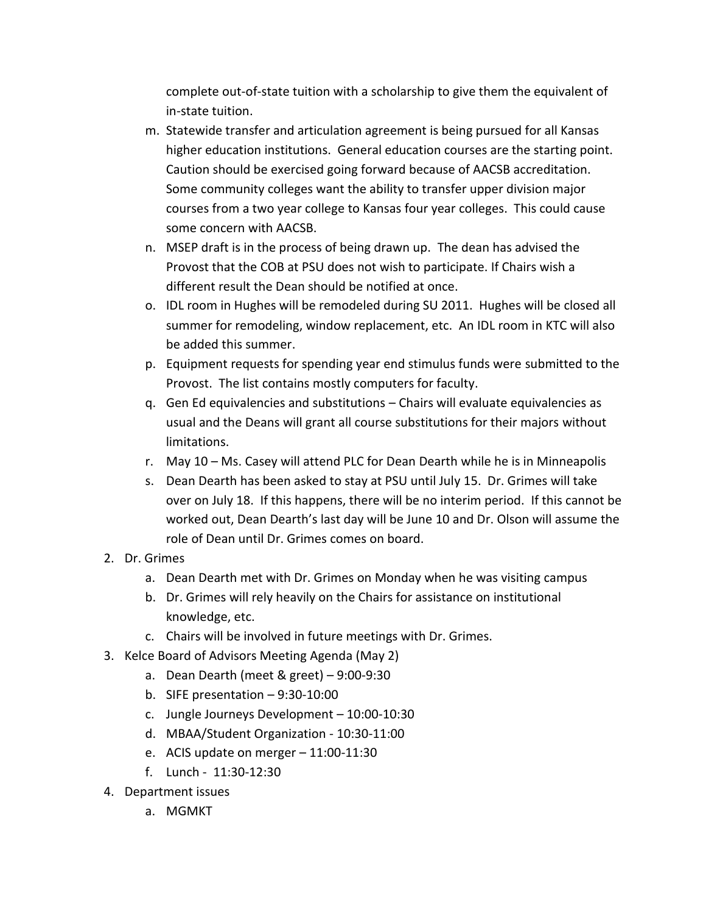complete out-of-state tuition with a scholarship to give them the equivalent of in-state tuition.

m. Statewide transfer and articulation agreement is being pursued for all Kansas higher education institutions. General education courses are the starting point. Caution should be exercised going forward because of AACSB accreditation. Some community colleges want the ability to transfer upper division major courses from a two year college to Kansas four year colleges. This could cause some concern with AACSB.
n. MSEP draft is in the process of being drawn up. The dean has advised the Provost that the COB at PSU does not wish to participate. If Chairs wish a different result the Dean should be notified at once.
o. IDL room in Hughes will be remodeled during SU 2011. Hughes will be closed all summer for remodeling, window replacement, etc. An IDL room in KTC will also be added this summer.
p. Equipment requests for spending year end stimulus funds were submitted to the Provost. The list contains mostly computers for faculty.
q. Gen Ed equivalencies and substitutions – Chairs will evaluate equivalencies as usual and the Deans will grant all course substitutions for their majors without limitations.
r. May 10 – Ms. Casey will attend PLC for Dean Dearth while he is in Minneapolis
s. Dean Dearth has been asked to stay at PSU until July 15. Dr. Grimes will take over on July 18. If this happens, there will be no interim period. If this cannot be worked out, Dean Dearth's last day will be June 10 and Dr. Olson will assume the role of Dean until Dr. Grimes comes on board.

2. Dr. Grimes
   a. Dean Dearth met with Dr. Grimes on Monday when he was visiting campus
   b. Dr. Grimes will rely heavily on the Chairs for assistance on institutional knowledge, etc.
   c. Chairs will be involved in future meetings with Dr. Grimes.
3. Kelce Board of Advisors Meeting Agenda (May 2)
   a. Dean Dearth (meet & greet) – 9:00-9:30
   b. SIFE presentation – 9:30-10:00
   c. Jungle Journeys Development – 10:00-10:30
   d. MBAA/Student Organization - 10:30-11:00
   e. ACIS update on merger – 11:00-11:30
   f. Lunch - 11:30-12:30
4. Department issues
   a. MGMKT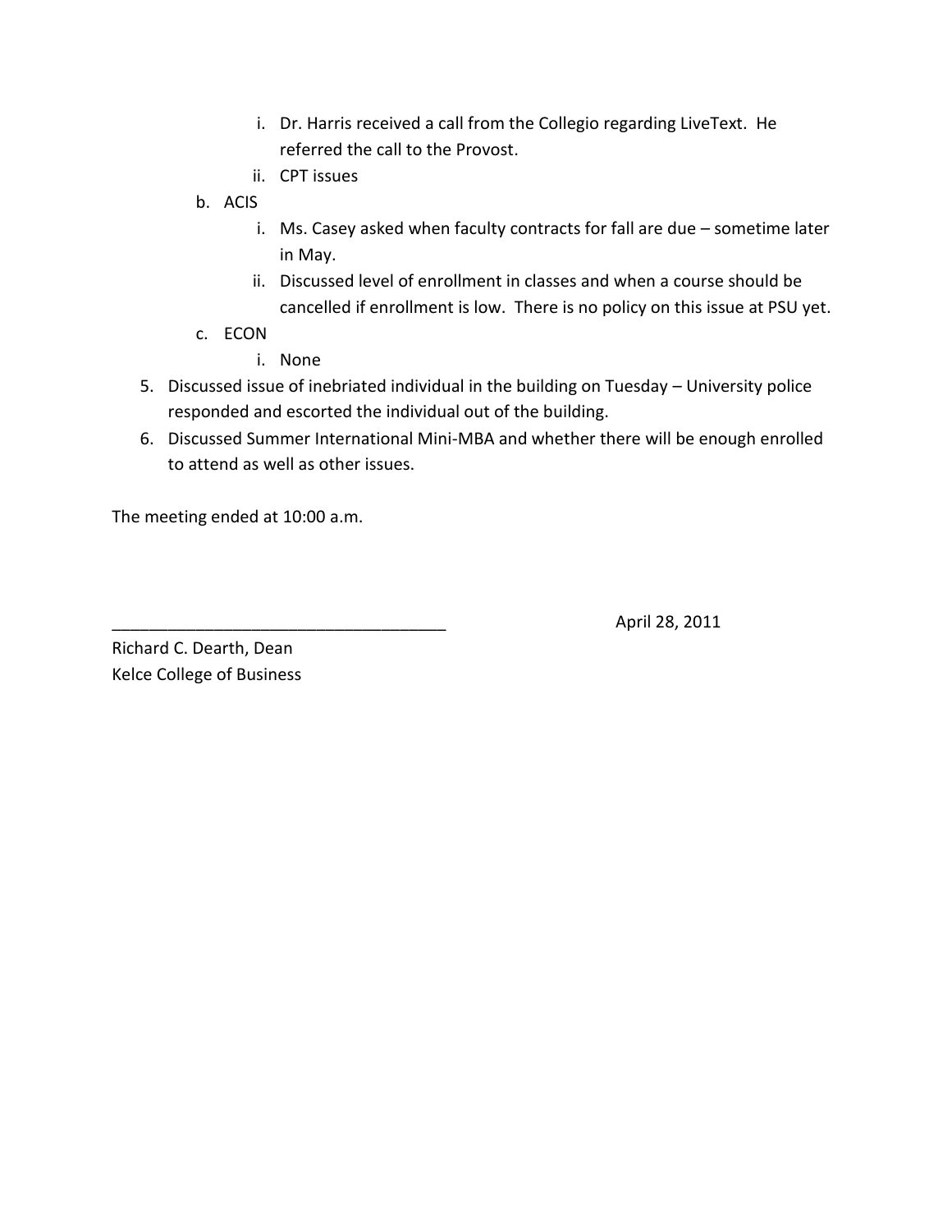i. Dr. Harris received a call from the Collegio regarding LiveText. He referred the call to the Provost.
      ii. CPT issues

   b. ACIS
      i. Ms. Casey asked when faculty contracts for fall are due – sometime later in May.
      ii. Discussed level of enrollment in classes and when a course should be cancelled if enrollment is low. There is no policy on this issue at PSU yet.

   c. ECON
      i. None

5. Discussed issue of inebriated individual in the building on Tuesday – University police responded and escorted the individual out of the building.
6. Discussed Summer International Mini-MBA and whether there will be enough enrolled to attend as well as other issues.

The meeting ended at 10:00 a.m.

_____________________________________ April 28, 2011

Richard C. Dearth, Dean
Kelce College of Business